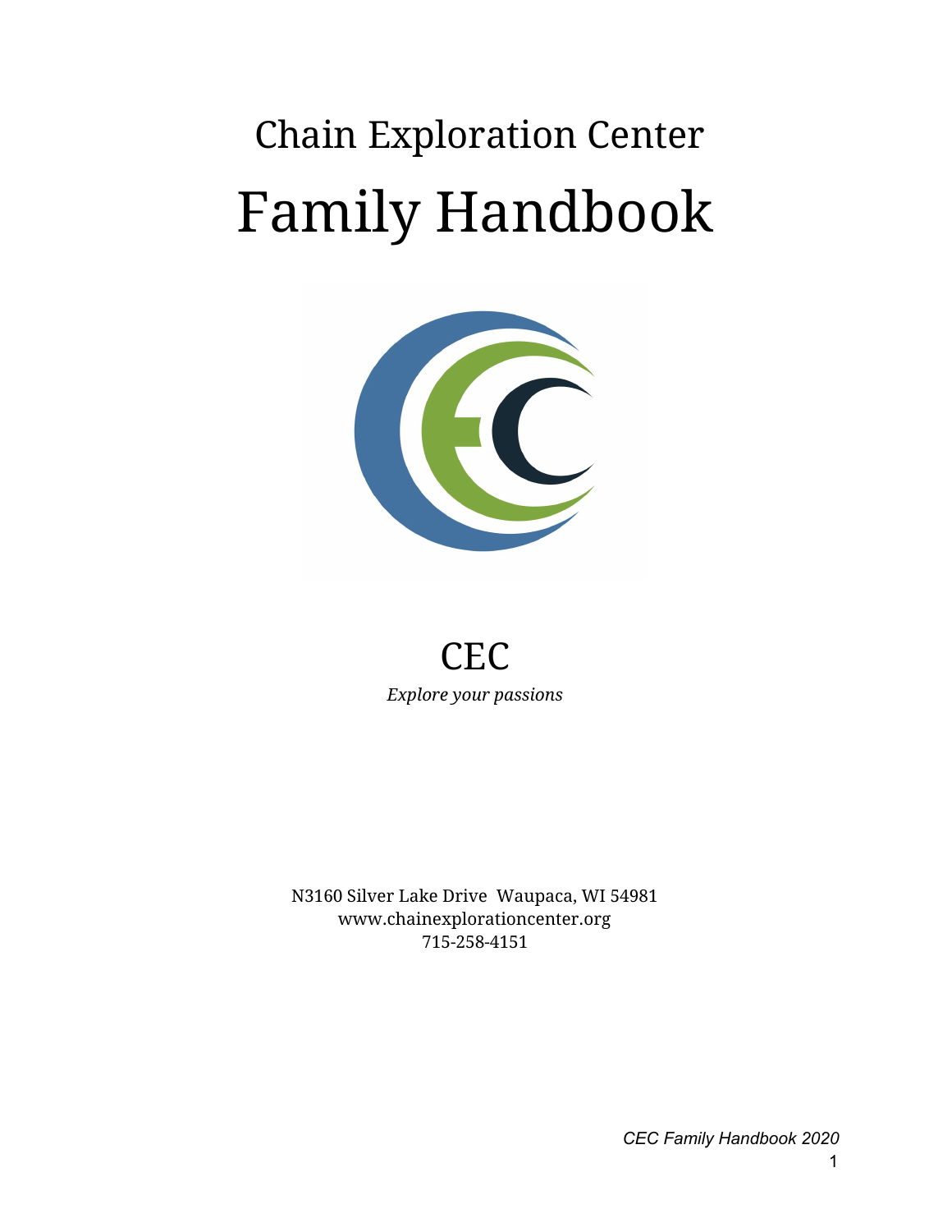# Chain Exploration Center

# Family Handbook

CEC

*Explore your passions*

N3160 Silver Lake Drive Waupaca, WI 54981
www.chainexplorationcenter.org
715-258-4151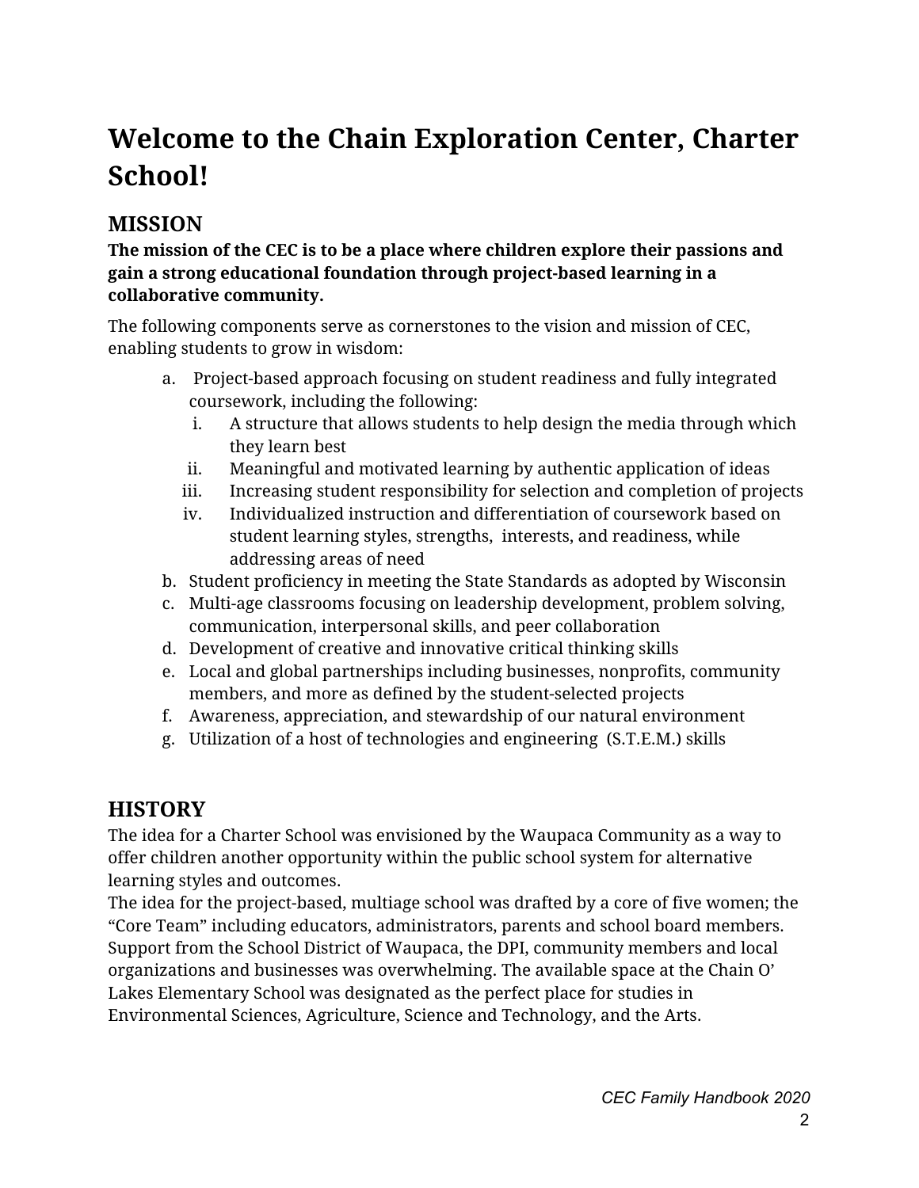# Welcome to the Chain Exploration Center, Charter School!

## MISSION

**The mission of the CEC is to be a place where children explore their passions and gain a strong educational foundation through project-based learning in a collaborative community.**

The following components serve as cornerstones to the vision and mission of CEC, enabling students to grow in wisdom:

a. Project-based approach focusing on student readiness and fully integrated coursework, including the following:
   i. A structure that allows students to help design the media through which they learn best
   ii. Meaningful and motivated learning by authentic application of ideas
   iii. Increasing student responsibility for selection and completion of projects
   iv. Individualized instruction and differentiation of coursework based on student learning styles, strengths, interests, and readiness, while addressing areas of need

b. Student proficiency in meeting the State Standards as adopted by Wisconsin

c. Multi-age classrooms focusing on leadership development, problem solving, communication, interpersonal skills, and peer collaboration

d. Development of creative and innovative critical thinking skills

e. Local and global partnerships including businesses, nonprofits, community members, and more as defined by the student-selected projects

f. Awareness, appreciation, and stewardship of our natural environment

g. Utilization of a host of technologies and engineering (S.T.E.M.) skills

## HISTORY

The idea for a Charter School was envisioned by the Waupaca Community as a way to offer children another opportunity within the public school system for alternative learning styles and outcomes.

The idea for the project-based, multiage school was drafted by a core of five women; the "Core Team" including educators, administrators, parents and school board members. Support from the School District of Waupaca, the DPI, community members and local organizations and businesses was overwhelming. The available space at the Chain O' Lakes Elementary School was designated as the perfect place for studies in Environmental Sciences, Agriculture, Science and Technology, and the Arts.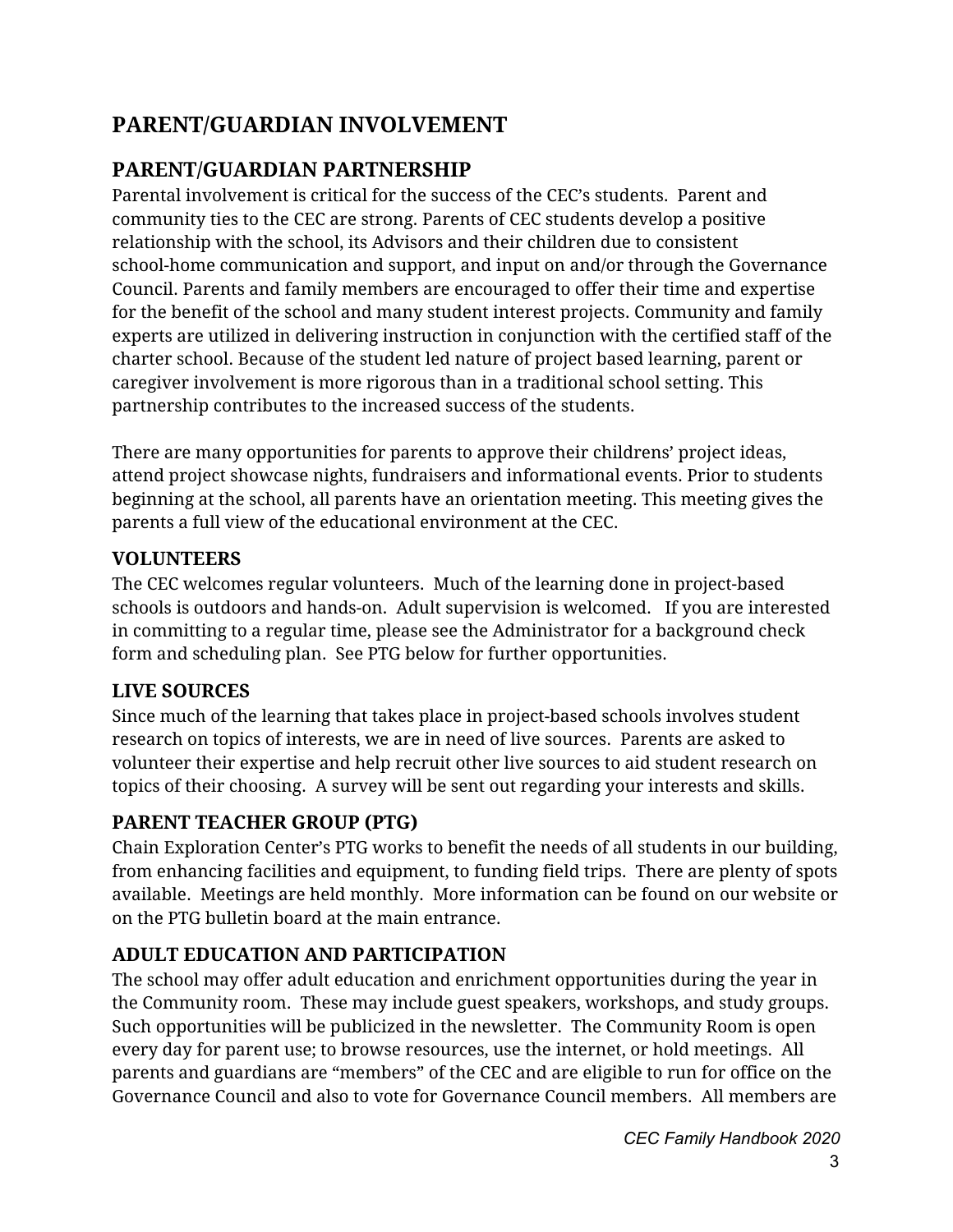# PARENT/GUARDIAN INVOLVEMENT

## PARENT/GUARDIAN PARTNERSHIP

Parental involvement is critical for the success of the CEC's students. Parent and community ties to the CEC are strong. Parents of CEC students develop a positive relationship with the school, its Advisors and their children due to consistent school-home communication and support, and input on and/or through the Governance Council. Parents and family members are encouraged to offer their time and expertise for the benefit of the school and many student interest projects. Community and family experts are utilized in delivering instruction in conjunction with the certified staff of the charter school. Because of the student led nature of project based learning, parent or caregiver involvement is more rigorous than in a traditional school setting. This partnership contributes to the increased success of the students.

There are many opportunities for parents to approve their childrens' project ideas, attend project showcase nights, fundraisers and informational events. Prior to students beginning at the school, all parents have an orientation meeting. This meeting gives the parents a full view of the educational environment at the CEC.

### VOLUNTEERS

The CEC welcomes regular volunteers. Much of the learning done in project-based schools is outdoors and hands-on. Adult supervision is welcomed. If you are interested in committing to a regular time, please see the Administrator for a background check form and scheduling plan. See PTG below for further opportunities.

### LIVE SOURCES

Since much of the learning that takes place in project-based schools involves student research on topics of interests, we are in need of live sources. Parents are asked to volunteer their expertise and help recruit other live sources to aid student research on topics of their choosing. A survey will be sent out regarding your interests and skills.

### PARENT TEACHER GROUP (PTG)

Chain Exploration Center's PTG works to benefit the needs of all students in our building, from enhancing facilities and equipment, to funding field trips. There are plenty of spots available. Meetings are held monthly. More information can be found on our website or on the PTG bulletin board at the main entrance.

### ADULT EDUCATION AND PARTICIPATION

The school may offer adult education and enrichment opportunities during the year in the Community room. These may include guest speakers, workshops, and study groups. Such opportunities will be publicized in the newsletter. The Community Room is open every day for parent use; to browse resources, use the internet, or hold meetings. All parents and guardians are "members" of the CEC and are eligible to run for office on the Governance Council and also to vote for Governance Council members. All members are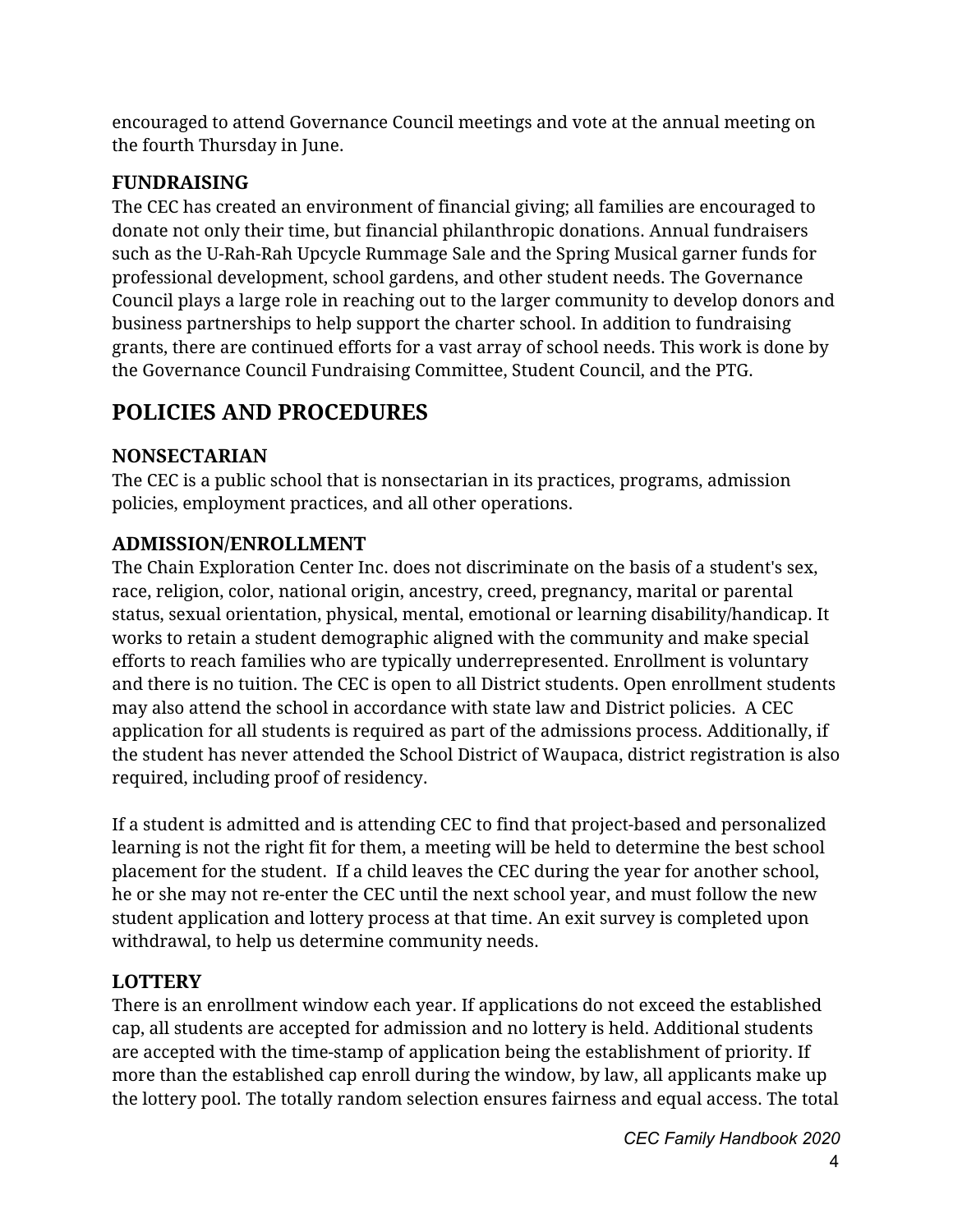encouraged to attend Governance Council meetings and vote at the annual meeting on the fourth Thursday in June.

### FUNDRAISING

The CEC has created an environment of financial giving; all families are encouraged to donate not only their time, but financial philanthropic donations. Annual fundraisers such as the U-Rah-Rah Upcycle Rummage Sale and the Spring Musical garner funds for professional development, school gardens, and other student needs. The Governance Council plays a large role in reaching out to the larger community to develop donors and business partnerships to help support the charter school. In addition to fundraising grants, there are continued efforts for a vast array of school needs. This work is done by the Governance Council Fundraising Committee, Student Council, and the PTG.

## POLICIES AND PROCEDURES

### NONSECTARIAN

The CEC is a public school that is nonsectarian in its practices, programs, admission policies, employment practices, and all other operations.

### ADMISSION/ENROLLMENT

The Chain Exploration Center Inc. does not discriminate on the basis of a student's sex, race, religion, color, national origin, ancestry, creed, pregnancy, marital or parental status, sexual orientation, physical, mental, emotional or learning disability/handicap. It works to retain a student demographic aligned with the community and make special efforts to reach families who are typically underrepresented. Enrollment is voluntary and there is no tuition. The CEC is open to all District students. Open enrollment students may also attend the school in accordance with state law and District policies. A CEC application for all students is required as part of the admissions process. Additionally, if the student has never attended the School District of Waupaca, district registration is also required, including proof of residency.

If a student is admitted and is attending CEC to find that project-based and personalized learning is not the right fit for them, a meeting will be held to determine the best school placement for the student. If a child leaves the CEC during the year for another school, he or she may not re-enter the CEC until the next school year, and must follow the new student application and lottery process at that time. An exit survey is completed upon withdrawal, to help us determine community needs.

### LOTTERY

There is an enrollment window each year. If applications do not exceed the established cap, all students are accepted for admission and no lottery is held. Additional students are accepted with the time-stamp of application being the establishment of priority. If more than the established cap enroll during the window, by law, all applicants make up the lottery pool. The totally random selection ensures fairness and equal access. The total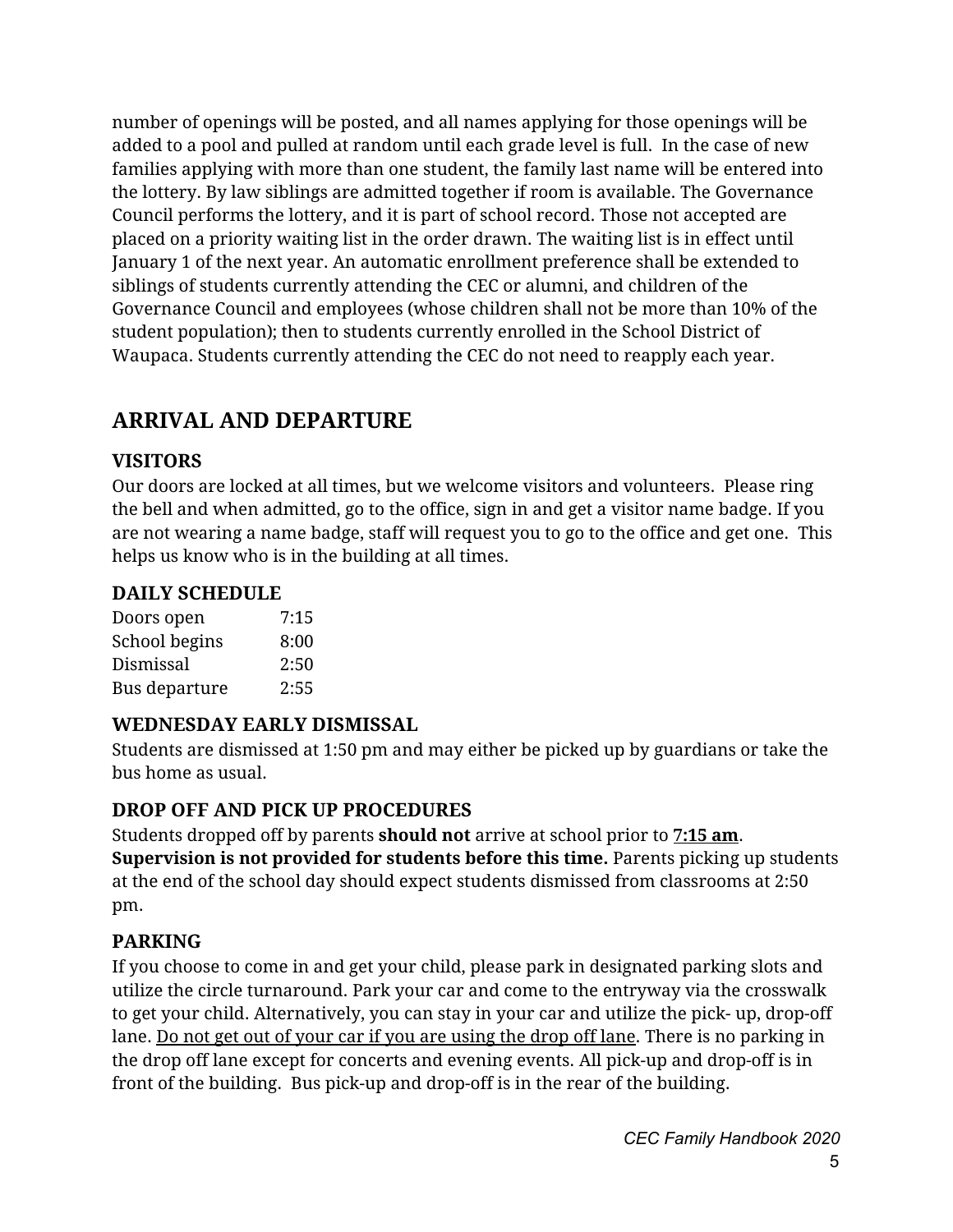number of openings will be posted, and all names applying for those openings will be added to a pool and pulled at random until each grade level is full. In the case of new families applying with more than one student, the family last name will be entered into the lottery. By law siblings are admitted together if room is available. The Governance Council performs the lottery, and it is part of school record. Those not accepted are placed on a priority waiting list in the order drawn. The waiting list is in effect until January 1 of the next year. An automatic enrollment preference shall be extended to siblings of students currently attending the CEC or alumni, and children of the Governance Council and employees (whose children shall not be more than 10% of the student population); then to students currently enrolled in the School District of Waupaca. Students currently attending the CEC do not need to reapply each year.

## ARRIVAL AND DEPARTURE

### VISITORS

Our doors are locked at all times, but we welcome visitors and volunteers. Please ring the bell and when admitted, go to the office, sign in and get a visitor name badge. If you are not wearing a name badge, staff will request you to go to the office and get one. This helps us know who is in the building at all times.

### DAILY SCHEDULE

| | |
|---|---|
| Doors open | 7:15 |
| School begins | 8:00 |
| Dismissal | 2:50 |
| Bus departure | 2:55 |

### WEDNESDAY EARLY DISMISSAL

Students are dismissed at 1:50 pm and may either be picked up by guardians or take the bus home as usual.

### DROP OFF AND PICK UP PROCEDURES

Students dropped off by parents **should not** arrive at school prior to **7:15 am**. **Supervision is not provided for students before this time.** Parents picking up students at the end of the school day should expect students dismissed from classrooms at 2:50 pm.

### PARKING

If you choose to come in and get your child, please park in designated parking slots and utilize the circle turnaround. Park your car and come to the entryway via the crosswalk to get your child. Alternatively, you can stay in your car and utilize the pick- up, drop-off lane. Do not get out of your car if you are using the drop off lane. There is no parking in the drop off lane except for concerts and evening events. All pick-up and drop-off is in front of the building. Bus pick-up and drop-off is in the rear of the building.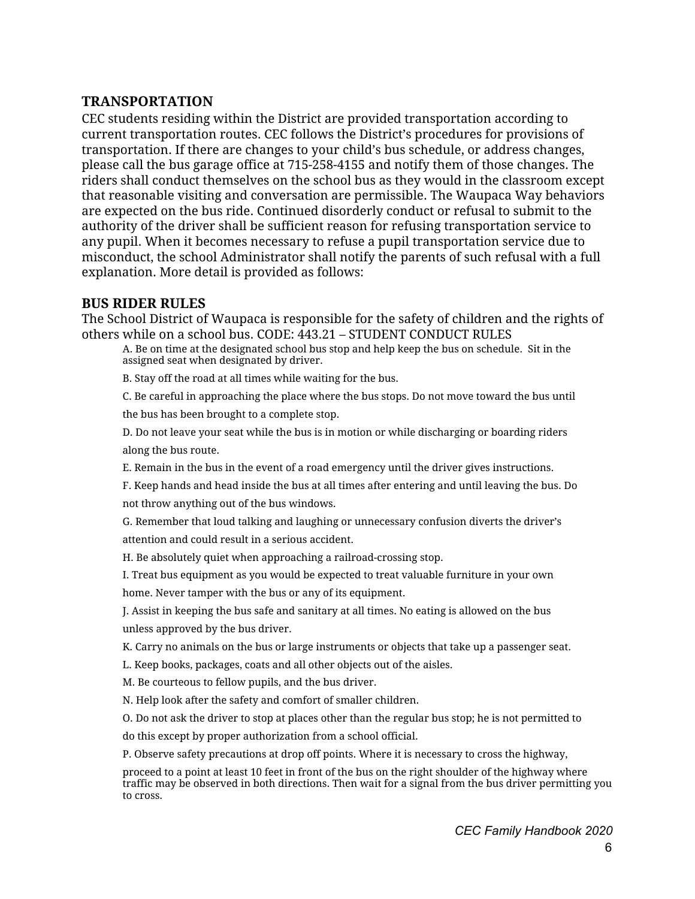## TRANSPORTATION

CEC students residing within the District are provided transportation according to current transportation routes. CEC follows the District's procedures for provisions of transportation. If there are changes to your child's bus schedule, or address changes, please call the bus garage office at 715-258-4155 and notify them of those changes. The riders shall conduct themselves on the school bus as they would in the classroom except that reasonable visiting and conversation are permissible. The Waupaca Way behaviors are expected on the bus ride. Continued disorderly conduct or refusal to submit to the authority of the driver shall be sufficient reason for refusing transportation service to any pupil. When it becomes necessary to refuse a pupil transportation service due to misconduct, the school Administrator shall notify the parents of such refusal with a full explanation. More detail is provided as follows:

## BUS RIDER RULES

The School District of Waupaca is responsible for the safety of children and the rights of others while on a school bus. CODE: 443.21 – STUDENT CONDUCT RULES

A. Be on time at the designated school bus stop and help keep the bus on schedule. Sit in the assigned seat when designated by driver.

B. Stay off the road at all times while waiting for the bus.

C. Be careful in approaching the place where the bus stops. Do not move toward the bus until the bus has been brought to a complete stop.

D. Do not leave your seat while the bus is in motion or while discharging or boarding riders along the bus route.

E. Remain in the bus in the event of a road emergency until the driver gives instructions.

F. Keep hands and head inside the bus at all times after entering and until leaving the bus. Do not throw anything out of the bus windows.

G. Remember that loud talking and laughing or unnecessary confusion diverts the driver's attention and could result in a serious accident.

H. Be absolutely quiet when approaching a railroad-crossing stop.

I. Treat bus equipment as you would be expected to treat valuable furniture in your own home. Never tamper with the bus or any of its equipment.

J. Assist in keeping the bus safe and sanitary at all times. No eating is allowed on the bus unless approved by the bus driver.

K. Carry no animals on the bus or large instruments or objects that take up a passenger seat.

L. Keep books, packages, coats and all other objects out of the aisles.

M. Be courteous to fellow pupils, and the bus driver.

N. Help look after the safety and comfort of smaller children.

O. Do not ask the driver to stop at places other than the regular bus stop; he is not permitted to do this except by proper authorization from a school official.

P. Observe safety precautions at drop off points. Where it is necessary to cross the highway, proceed to a point at least 10 feet in front of the bus on the right shoulder of the highway where traffic may be observed in both directions. Then wait for a signal from the bus driver permitting you to cross.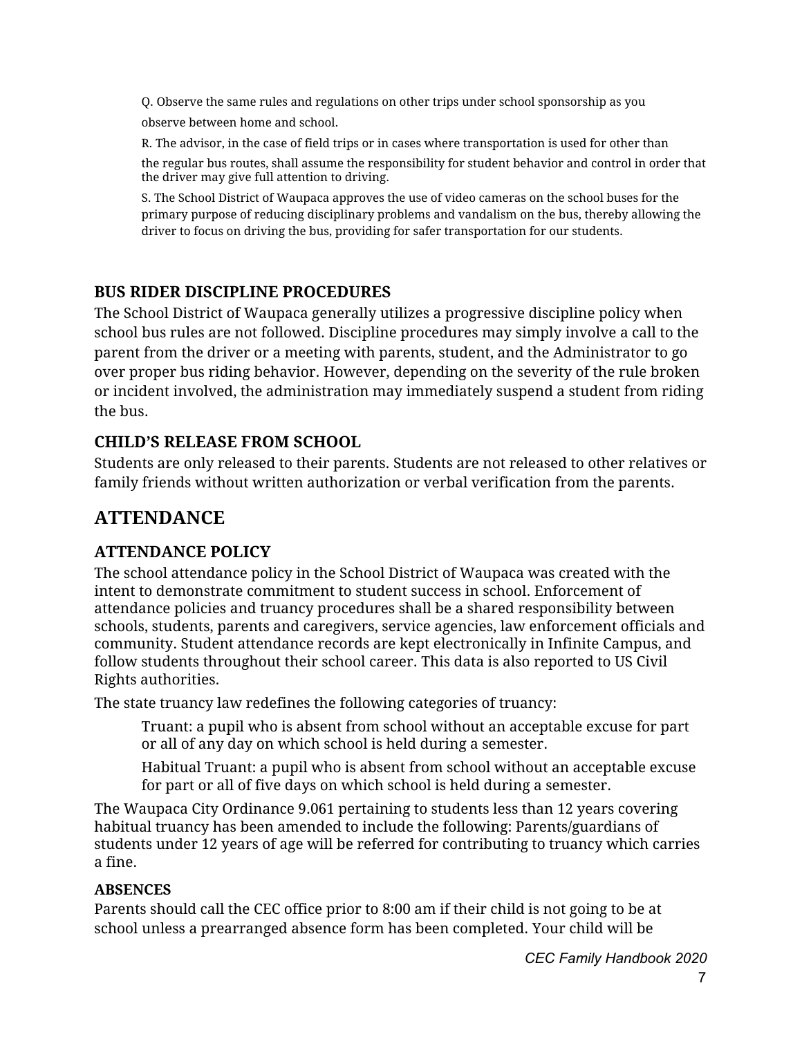Q. Observe the same rules and regulations on other trips under school sponsorship as you observe between home and school.

R. The advisor, in the case of field trips or in cases where transportation is used for other than the regular bus routes, shall assume the responsibility for student behavior and control in order that the driver may give full attention to driving.

S. The School District of Waupaca approves the use of video cameras on the school buses for the primary purpose of reducing disciplinary problems and vandalism on the bus, thereby allowing the driver to focus on driving the bus, providing for safer transportation for our students.

### BUS RIDER DISCIPLINE PROCEDURES

The School District of Waupaca generally utilizes a progressive discipline policy when school bus rules are not followed. Discipline procedures may simply involve a call to the parent from the driver or a meeting with parents, student, and the Administrator to go over proper bus riding behavior. However, depending on the severity of the rule broken or incident involved, the administration may immediately suspend a student from riding the bus.

### CHILD'S RELEASE FROM SCHOOL

Students are only released to their parents. Students are not released to other relatives or family friends without written authorization or verbal verification from the parents.

## ATTENDANCE

### ATTENDANCE POLICY

The school attendance policy in the School District of Waupaca was created with the intent to demonstrate commitment to student success in school. Enforcement of attendance policies and truancy procedures shall be a shared responsibility between schools, students, parents and caregivers, service agencies, law enforcement officials and community. Student attendance records are kept electronically in Infinite Campus, and follow students throughout their school career. This data is also reported to US Civil Rights authorities.

The state truancy law redefines the following categories of truancy:

Truant: a pupil who is absent from school without an acceptable excuse for part or all of any day on which school is held during a semester.

Habitual Truant: a pupil who is absent from school without an acceptable excuse for part or all of five days on which school is held during a semester.

The Waupaca City Ordinance 9.061 pertaining to students less than 12 years covering habitual truancy has been amended to include the following: Parents/guardians of students under 12 years of age will be referred for contributing to truancy which carries a fine.

#### ABSENCES

Parents should call the CEC office prior to 8:00 am if their child is not going to be at school unless a prearranged absence form has been completed. Your child will be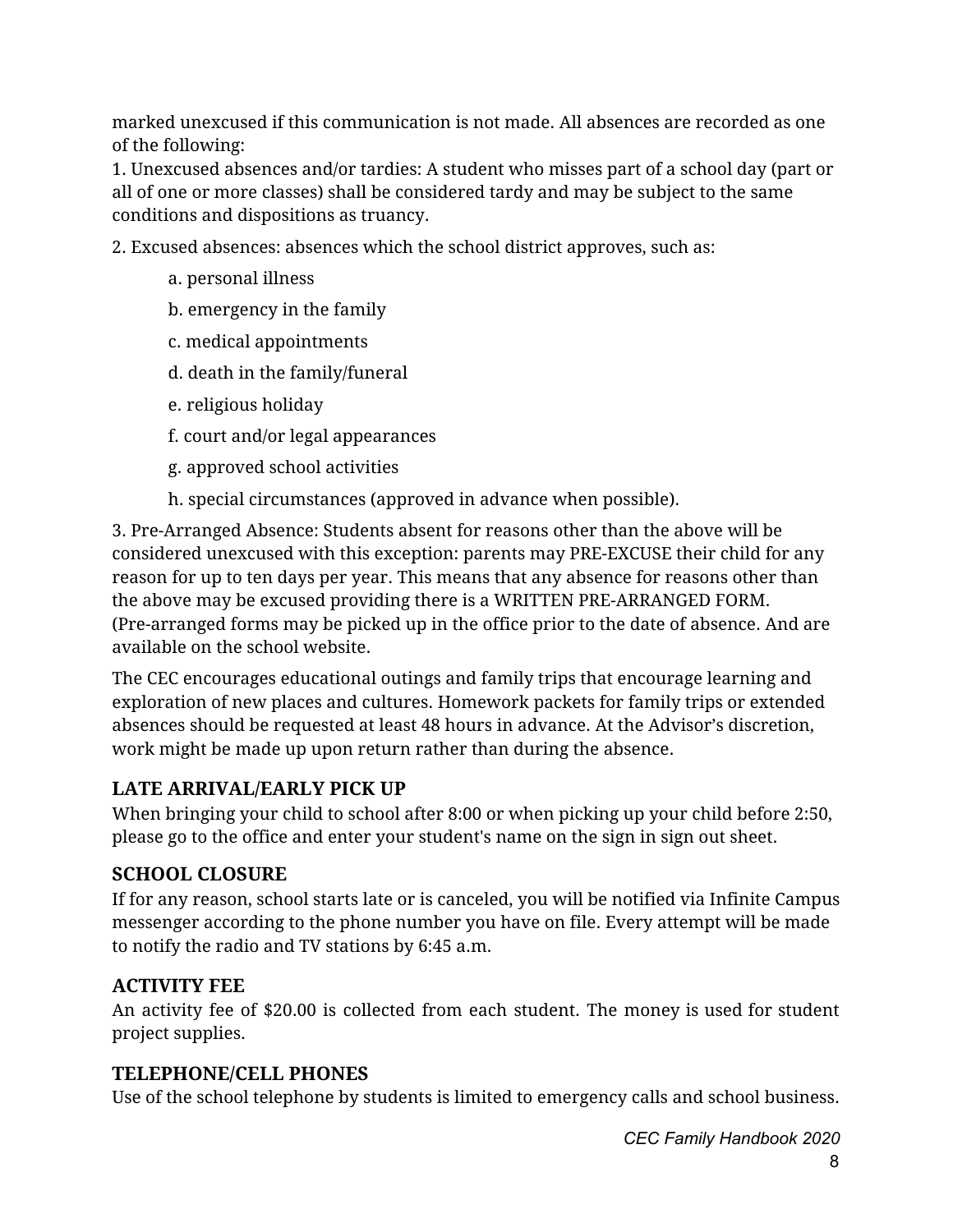marked unexcused if this communication is not made. All absences are recorded as one of the following:

1. Unexcused absences and/or tardies: A student who misses part of a school day (part or all of one or more classes) shall be considered tardy and may be subject to the same conditions and dispositions as truancy.

2. Excused absences: absences which the school district approves, such as:

   a. personal illness

   b. emergency in the family

   c. medical appointments

   d. death in the family/funeral

   e. religious holiday

   f. court and/or legal appearances

   g. approved school activities

   h. special circumstances (approved in advance when possible).

3. Pre-Arranged Absence: Students absent for reasons other than the above will be considered unexcused with this exception: parents may PRE-EXCUSE their child for any reason for up to ten days per year. This means that any absence for reasons other than the above may be excused providing there is a WRITTEN PRE-ARRANGED FORM. (Pre-arranged forms may be picked up in the office prior to the date of absence. And are available on the school website.

The CEC encourages educational outings and family trips that encourage learning and exploration of new places and cultures. Homework packets for family trips or extended absences should be requested at least 48 hours in advance. At the Advisor's discretion, work might be made up upon return rather than during the absence.

## LATE ARRIVAL/EARLY PICK UP

When bringing your child to school after 8:00 or when picking up your child before 2:50, please go to the office and enter your student's name on the sign in sign out sheet.

## SCHOOL CLOSURE

If for any reason, school starts late or is canceled, you will be notified via Infinite Campus messenger according to the phone number you have on file. Every attempt will be made to notify the radio and TV stations by 6:45 a.m.

## ACTIVITY FEE

An activity fee of $20.00 is collected from each student. The money is used for student project supplies.

## TELEPHONE/CELL PHONES

Use of the school telephone by students is limited to emergency calls and school business.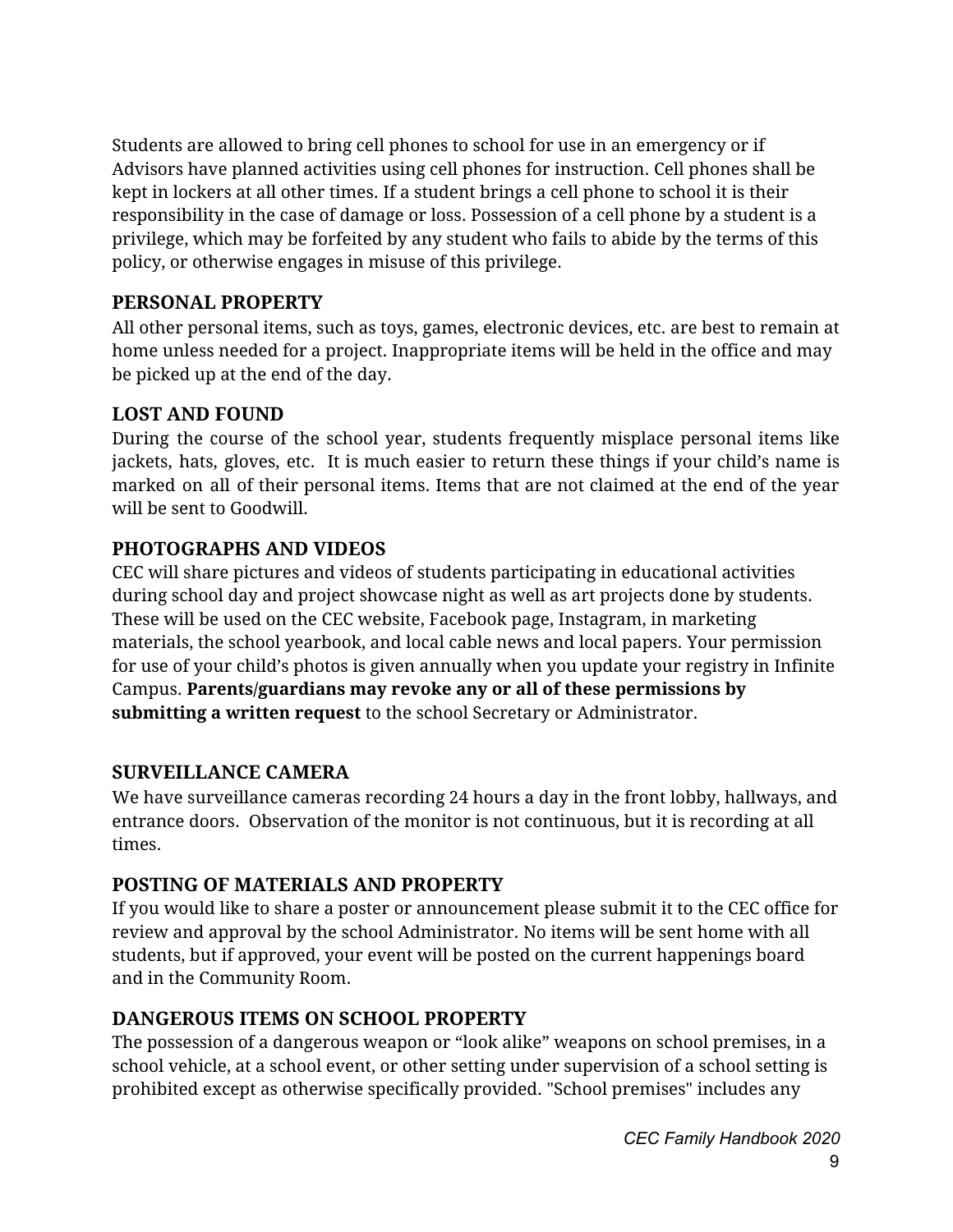Students are allowed to bring cell phones to school for use in an emergency or if Advisors have planned activities using cell phones for instruction. Cell phones shall be kept in lockers at all other times. If a student brings a cell phone to school it is their responsibility in the case of damage or loss. Possession of a cell phone by a student is a privilege, which may be forfeited by any student who fails to abide by the terms of this policy, or otherwise engages in misuse of this privilege.

### PERSONAL PROPERTY

All other personal items, such as toys, games, electronic devices, etc. are best to remain at home unless needed for a project. Inappropriate items will be held in the office and may be picked up at the end of the day.

### LOST AND FOUND

During the course of the school year, students frequently misplace personal items like jackets, hats, gloves, etc. It is much easier to return these things if your child's name is marked on all of their personal items. Items that are not claimed at the end of the year will be sent to Goodwill.

### PHOTOGRAPHS AND VIDEOS

CEC will share pictures and videos of students participating in educational activities during school day and project showcase night as well as art projects done by students. These will be used on the CEC website, Facebook page, Instagram, in marketing materials, the school yearbook, and local cable news and local papers. Your permission for use of your child's photos is given annually when you update your registry in Infinite Campus. **Parents/guardians may revoke any or all of these permissions by submitting a written request** to the school Secretary or Administrator.

### SURVEILLANCE CAMERA

We have surveillance cameras recording 24 hours a day in the front lobby, hallways, and entrance doors. Observation of the monitor is not continuous, but it is recording at all times.

### POSTING OF MATERIALS AND PROPERTY

If you would like to share a poster or announcement please submit it to the CEC office for review and approval by the school Administrator. No items will be sent home with all students, but if approved, your event will be posted on the current happenings board and in the Community Room.

### DANGEROUS ITEMS ON SCHOOL PROPERTY

The possession of a dangerous weapon or "look alike" weapons on school premises, in a school vehicle, at a school event, or other setting under supervision of a school setting is prohibited except as otherwise specifically provided. "School premises" includes any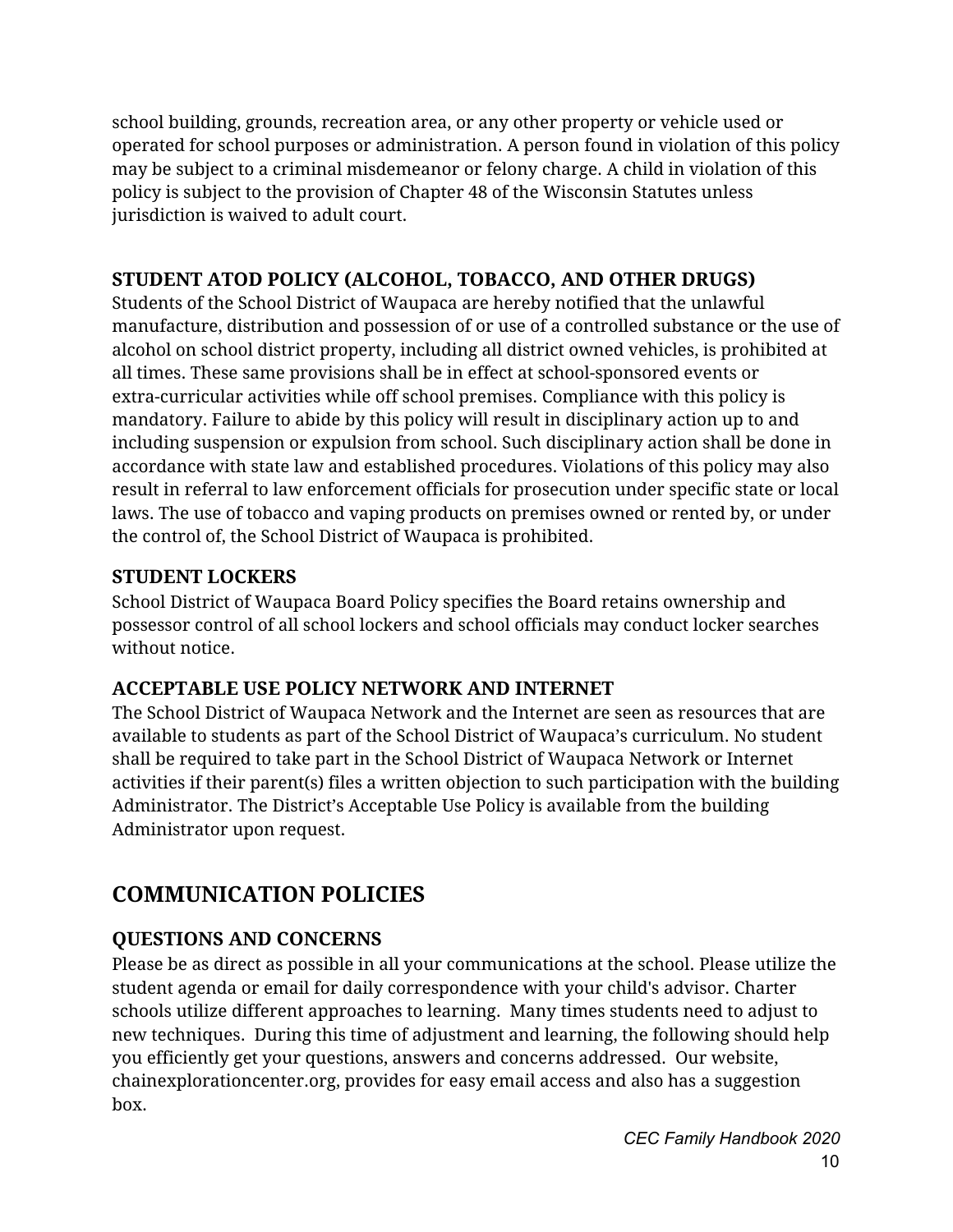school building, grounds, recreation area, or any other property or vehicle used or operated for school purposes or administration. A person found in violation of this policy may be subject to a criminal misdemeanor or felony charge. A child in violation of this policy is subject to the provision of Chapter 48 of the Wisconsin Statutes unless jurisdiction is waived to adult court.

### STUDENT ATOD POLICY (ALCOHOL, TOBACCO, AND OTHER DRUGS)

Students of the School District of Waupaca are hereby notified that the unlawful manufacture, distribution and possession of or use of a controlled substance or the use of alcohol on school district property, including all district owned vehicles, is prohibited at all times. These same provisions shall be in effect at school-sponsored events or extra-curricular activities while off school premises. Compliance with this policy is mandatory. Failure to abide by this policy will result in disciplinary action up to and including suspension or expulsion from school. Such disciplinary action shall be done in accordance with state law and established procedures. Violations of this policy may also result in referral to law enforcement officials for prosecution under specific state or local laws. The use of tobacco and vaping products on premises owned or rented by, or under the control of, the School District of Waupaca is prohibited.

### STUDENT LOCKERS

School District of Waupaca Board Policy specifies the Board retains ownership and possessor control of all school lockers and school officials may conduct locker searches without notice.

### ACCEPTABLE USE POLICY NETWORK AND INTERNET

The School District of Waupaca Network and the Internet are seen as resources that are available to students as part of the School District of Waupaca's curriculum. No student shall be required to take part in the School District of Waupaca Network or Internet activities if their parent(s) files a written objection to such participation with the building Administrator. The District's Acceptable Use Policy is available from the building Administrator upon request.

## COMMUNICATION POLICIES

### QUESTIONS AND CONCERNS

Please be as direct as possible in all your communications at the school. Please utilize the student agenda or email for daily correspondence with your child's advisor. Charter schools utilize different approaches to learning. Many times students need to adjust to new techniques. During this time of adjustment and learning, the following should help you efficiently get your questions, answers and concerns addressed. Our website, chainexplorationcenter.org, provides for easy email access and also has a suggestion box.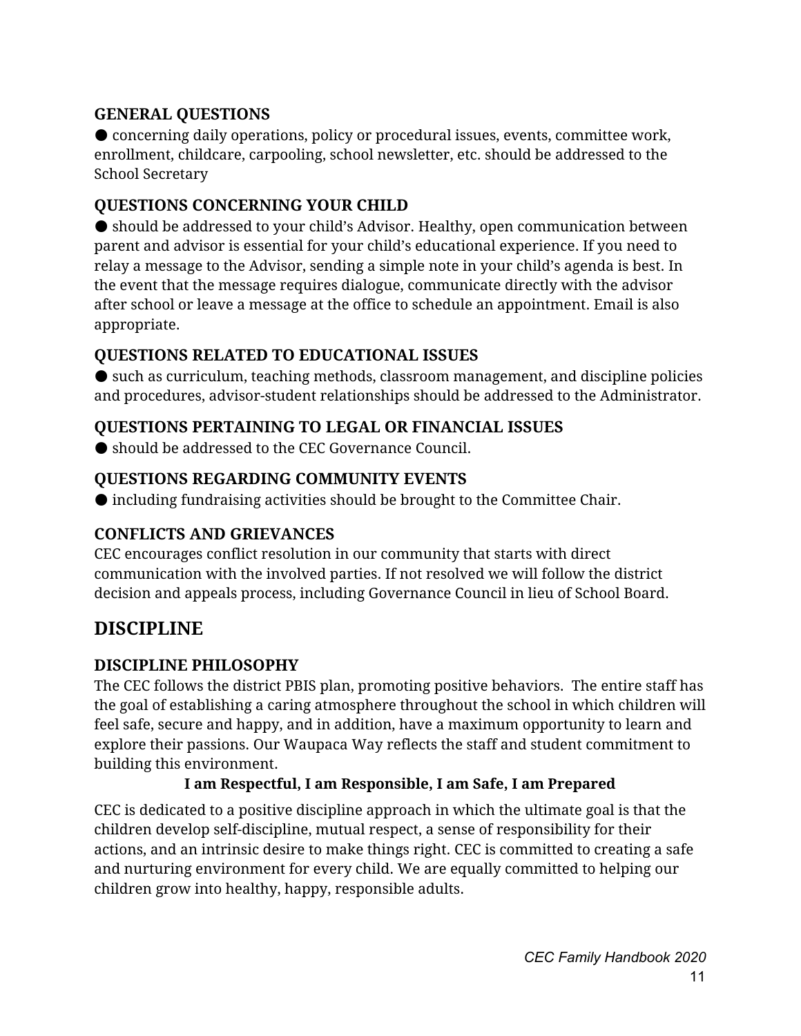### GENERAL QUESTIONS

- concerning daily operations, policy or procedural issues, events, committee work, enrollment, childcare, carpooling, school newsletter, etc. should be addressed to the School Secretary

### QUESTIONS CONCERNING YOUR CHILD

- should be addressed to your child's Advisor. Healthy, open communication between parent and advisor is essential for your child's educational experience. If you need to relay a message to the Advisor, sending a simple note in your child's agenda is best. In the event that the message requires dialogue, communicate directly with the advisor after school or leave a message at the office to schedule an appointment. Email is also appropriate.

### QUESTIONS RELATED TO EDUCATIONAL ISSUES

- such as curriculum, teaching methods, classroom management, and discipline policies and procedures, advisor-student relationships should be addressed to the Administrator.

### QUESTIONS PERTAINING TO LEGAL OR FINANCIAL ISSUES

- should be addressed to the CEC Governance Council.

### QUESTIONS REGARDING COMMUNITY EVENTS

- including fundraising activities should be brought to the Committee Chair.

### CONFLICTS AND GRIEVANCES

CEC encourages conflict resolution in our community that starts with direct communication with the involved parties. If not resolved we will follow the district decision and appeals process, including Governance Council in lieu of School Board.

## DISCIPLINE

### DISCIPLINE PHILOSOPHY

The CEC follows the district PBIS plan, promoting positive behaviors. The entire staff has the goal of establishing a caring atmosphere throughout the school in which children will feel safe, secure and happy, and in addition, have a maximum opportunity to learn and explore their passions. Our Waupaca Way reflects the staff and student commitment to building this environment.

**I am Respectful, I am Responsible, I am Safe, I am Prepared**

CEC is dedicated to a positive discipline approach in which the ultimate goal is that the children develop self-discipline, mutual respect, a sense of responsibility for their actions, and an intrinsic desire to make things right. CEC is committed to creating a safe and nurturing environment for every child. We are equally committed to helping our children grow into healthy, happy, responsible adults.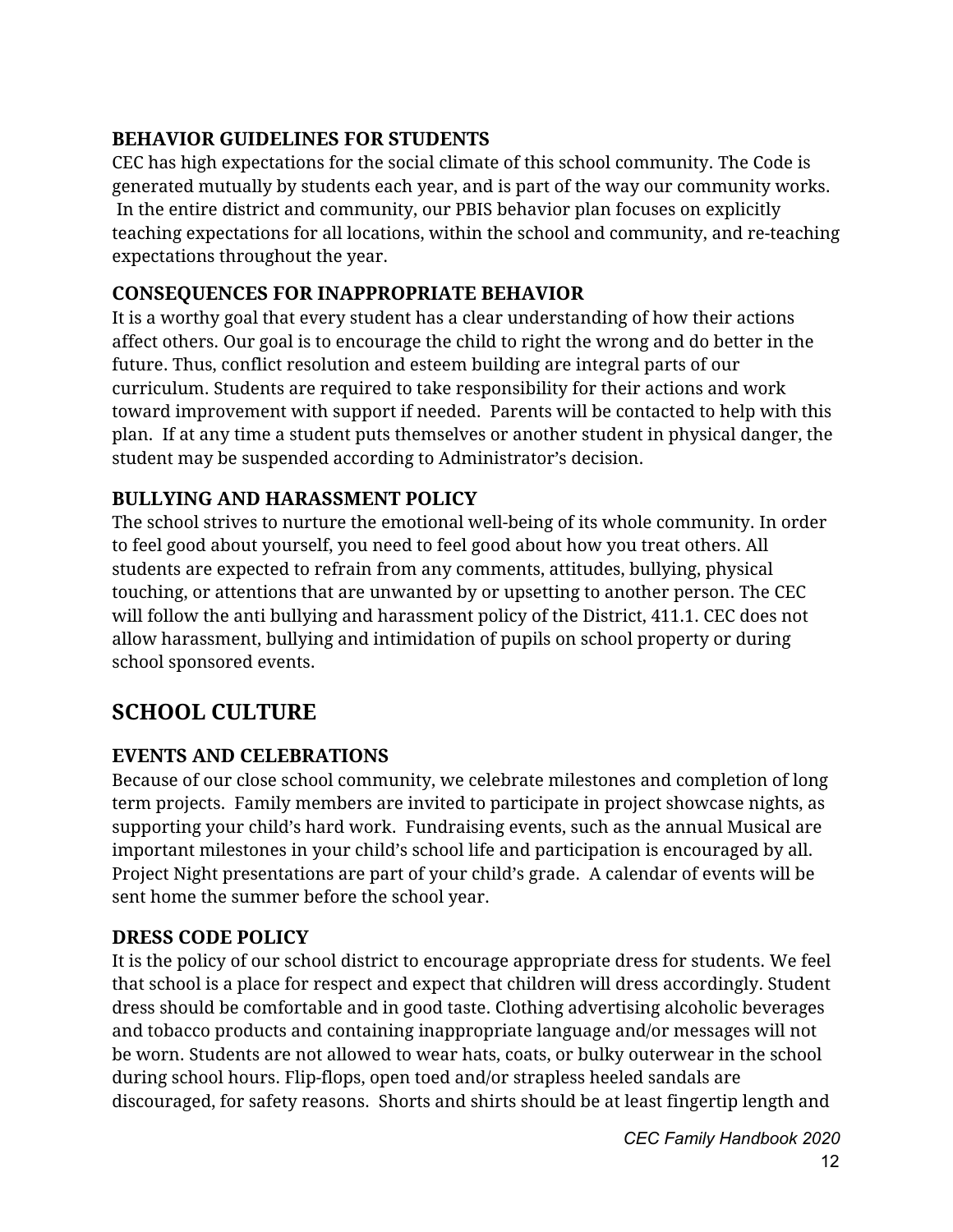### BEHAVIOR GUIDELINES FOR STUDENTS

CEC has high expectations for the social climate of this school community. The Code is generated mutually by students each year, and is part of the way our community works. In the entire district and community, our PBIS behavior plan focuses on explicitly teaching expectations for all locations, within the school and community, and re-teaching expectations throughout the year.

### CONSEQUENCES FOR INAPPROPRIATE BEHAVIOR

It is a worthy goal that every student has a clear understanding of how their actions affect others. Our goal is to encourage the child to right the wrong and do better in the future. Thus, conflict resolution and esteem building are integral parts of our curriculum. Students are required to take responsibility for their actions and work toward improvement with support if needed. Parents will be contacted to help with this plan. If at any time a student puts themselves or another student in physical danger, the student may be suspended according to Administrator's decision.

### BULLYING AND HARASSMENT POLICY

The school strives to nurture the emotional well-being of its whole community. In order to feel good about yourself, you need to feel good about how you treat others. All students are expected to refrain from any comments, attitudes, bullying, physical touching, or attentions that are unwanted by or upsetting to another person. The CEC will follow the anti bullying and harassment policy of the District, 411.1. CEC does not allow harassment, bullying and intimidation of pupils on school property or during school sponsored events.

## SCHOOL CULTURE

### EVENTS AND CELEBRATIONS

Because of our close school community, we celebrate milestones and completion of long term projects. Family members are invited to participate in project showcase nights, as supporting your child's hard work. Fundraising events, such as the annual Musical are important milestones in your child's school life and participation is encouraged by all. Project Night presentations are part of your child's grade. A calendar of events will be sent home the summer before the school year.

### DRESS CODE POLICY

It is the policy of our school district to encourage appropriate dress for students. We feel that school is a place for respect and expect that children will dress accordingly. Student dress should be comfortable and in good taste. Clothing advertising alcoholic beverages and tobacco products and containing inappropriate language and/or messages will not be worn. Students are not allowed to wear hats, coats, or bulky outerwear in the school during school hours. Flip-flops, open toed and/or strapless heeled sandals are discouraged, for safety reasons. Shorts and shirts should be at least fingertip length and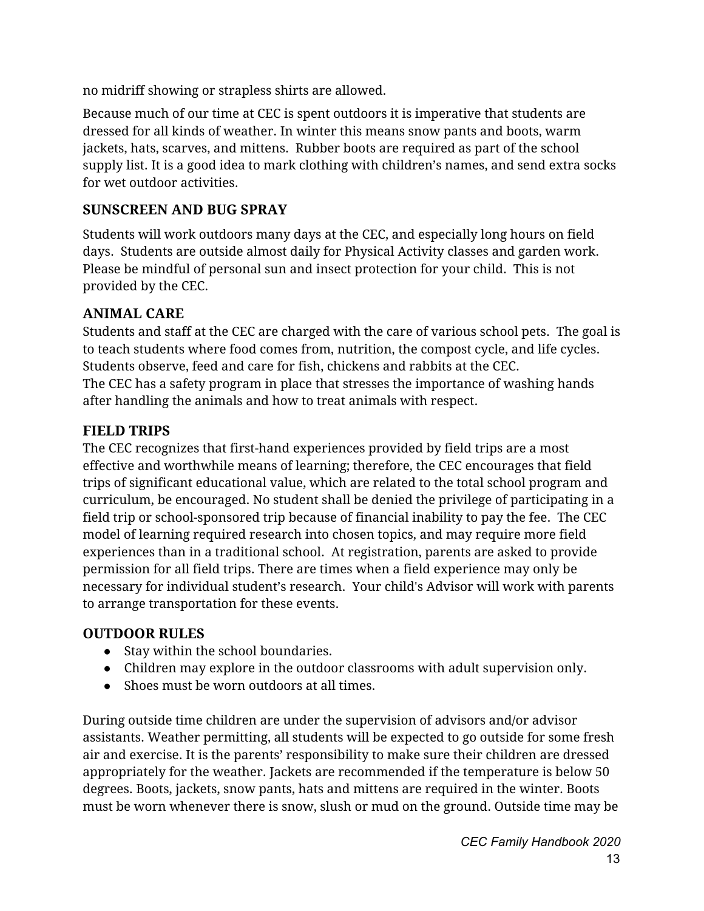no midriff showing or strapless shirts are allowed.

Because much of our time at CEC is spent outdoors it is imperative that students are dressed for all kinds of weather. In winter this means snow pants and boots, warm jackets, hats, scarves, and mittens. Rubber boots are required as part of the school supply list. It is a good idea to mark clothing with children's names, and send extra socks for wet outdoor activities.

### SUNSCREEN AND BUG SPRAY

Students will work outdoors many days at the CEC, and especially long hours on field days. Students are outside almost daily for Physical Activity classes and garden work. Please be mindful of personal sun and insect protection for your child. This is not provided by the CEC.

### ANIMAL CARE

Students and staff at the CEC are charged with the care of various school pets. The goal is to teach students where food comes from, nutrition, the compost cycle, and life cycles. Students observe, feed and care for fish, chickens and rabbits at the CEC.
The CEC has a safety program in place that stresses the importance of washing hands after handling the animals and how to treat animals with respect.

### FIELD TRIPS

The CEC recognizes that first-hand experiences provided by field trips are a most effective and worthwhile means of learning; therefore, the CEC encourages that field trips of significant educational value, which are related to the total school program and curriculum, be encouraged. No student shall be denied the privilege of participating in a field trip or school-sponsored trip because of financial inability to pay the fee. The CEC model of learning required research into chosen topics, and may require more field experiences than in a traditional school. At registration, parents are asked to provide permission for all field trips. There are times when a field experience may only be necessary for individual student's research. Your child's Advisor will work with parents to arrange transportation for these events.

### OUTDOOR RULES

- Stay within the school boundaries.
- Children may explore in the outdoor classrooms with adult supervision only.
- Shoes must be worn outdoors at all times.

During outside time children are under the supervision of advisors and/or advisor assistants. Weather permitting, all students will be expected to go outside for some fresh air and exercise. It is the parents' responsibility to make sure their children are dressed appropriately for the weather. Jackets are recommended if the temperature is below 50 degrees. Boots, jackets, snow pants, hats and mittens are required in the winter. Boots must be worn whenever there is snow, slush or mud on the ground. Outside time may be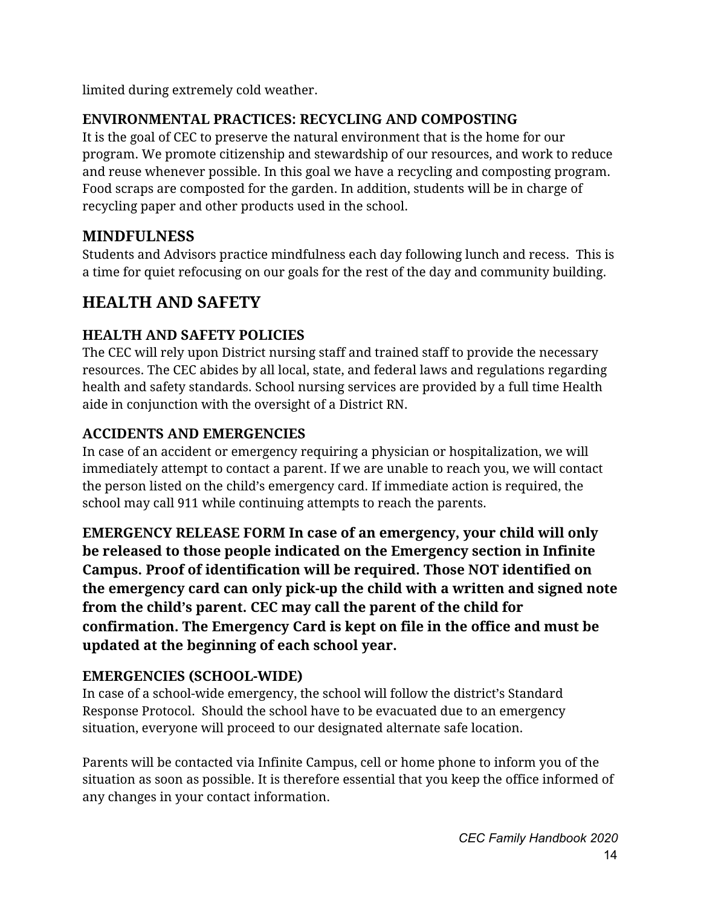limited during extremely cold weather.

### ENVIRONMENTAL PRACTICES: RECYCLING AND COMPOSTING

It is the goal of CEC to preserve the natural environment that is the home for our program. We promote citizenship and stewardship of our resources, and work to reduce and reuse whenever possible. In this goal we have a recycling and composting program. Food scraps are composted for the garden. In addition, students will be in charge of recycling paper and other products used in the school.

### MINDFULNESS

Students and Advisors practice mindfulness each day following lunch and recess. This is a time for quiet refocusing on our goals for the rest of the day and community building.

## HEALTH AND SAFETY

### HEALTH AND SAFETY POLICIES

The CEC will rely upon District nursing staff and trained staff to provide the necessary resources. The CEC abides by all local, state, and federal laws and regulations regarding health and safety standards. School nursing services are provided by a full time Health aide in conjunction with the oversight of a District RN.

### ACCIDENTS AND EMERGENCIES

In case of an accident or emergency requiring a physician or hospitalization, we will immediately attempt to contact a parent. If we are unable to reach you, we will contact the person listed on the child's emergency card. If immediate action is required, the school may call 911 while continuing attempts to reach the parents.

**EMERGENCY RELEASE FORM In case of an emergency, your child will only be released to those people indicated on the Emergency section in Infinite Campus. Proof of identification will be required. Those NOT identified on the emergency card can only pick-up the child with a written and signed note from the child's parent. CEC may call the parent of the child for confirmation. The Emergency Card is kept on file in the office and must be updated at the beginning of each school year.**

### EMERGENCIES (SCHOOL-WIDE)

In case of a school-wide emergency, the school will follow the district's Standard Response Protocol. Should the school have to be evacuated due to an emergency situation, everyone will proceed to our designated alternate safe location.

Parents will be contacted via Infinite Campus, cell or home phone to inform you of the situation as soon as possible. It is therefore essential that you keep the office informed of any changes in your contact information.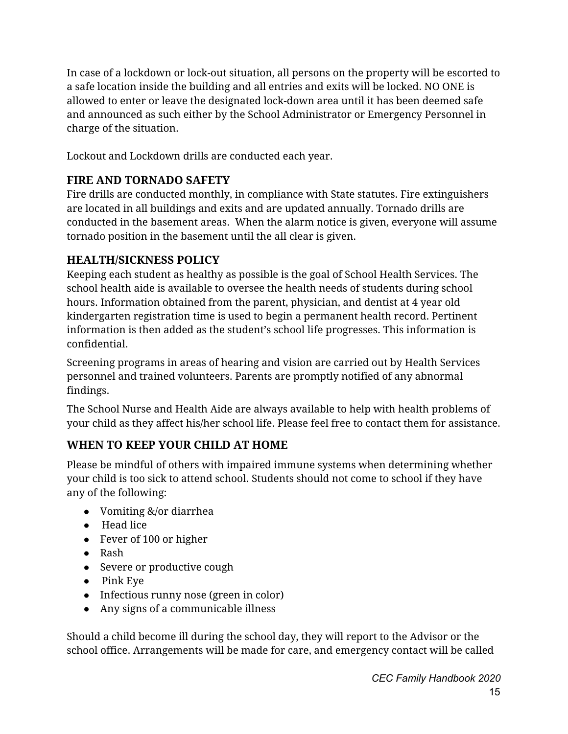In case of a lockdown or lock-out situation, all persons on the property will be escorted to a safe location inside the building and all entries and exits will be locked. NO ONE is allowed to enter or leave the designated lock-down area until it has been deemed safe and announced as such either by the School Administrator or Emergency Personnel in charge of the situation.

Lockout and Lockdown drills are conducted each year.

## FIRE AND TORNADO SAFETY

Fire drills are conducted monthly, in compliance with State statutes. Fire extinguishers are located in all buildings and exits and are updated annually. Tornado drills are conducted in the basement areas. When the alarm notice is given, everyone will assume tornado position in the basement until the all clear is given.

## HEALTH/SICKNESS POLICY

Keeping each student as healthy as possible is the goal of School Health Services. The school health aide is available to oversee the health needs of students during school hours. Information obtained from the parent, physician, and dentist at 4 year old kindergarten registration time is used to begin a permanent health record. Pertinent information is then added as the student's school life progresses. This information is confidential.

Screening programs in areas of hearing and vision are carried out by Health Services personnel and trained volunteers. Parents are promptly notified of any abnormal findings.

The School Nurse and Health Aide are always available to help with health problems of your child as they affect his/her school life. Please feel free to contact them for assistance.

## WHEN TO KEEP YOUR CHILD AT HOME

Please be mindful of others with impaired immune systems when determining whether your child is too sick to attend school. Students should not come to school if they have any of the following:

- Vomiting &/or diarrhea
- Head lice
- Fever of 100 or higher
- Rash
- Severe or productive cough
- Pink Eye
- Infectious runny nose (green in color)
- Any signs of a communicable illness

Should a child become ill during the school day, they will report to the Advisor or the school office. Arrangements will be made for care, and emergency contact will be called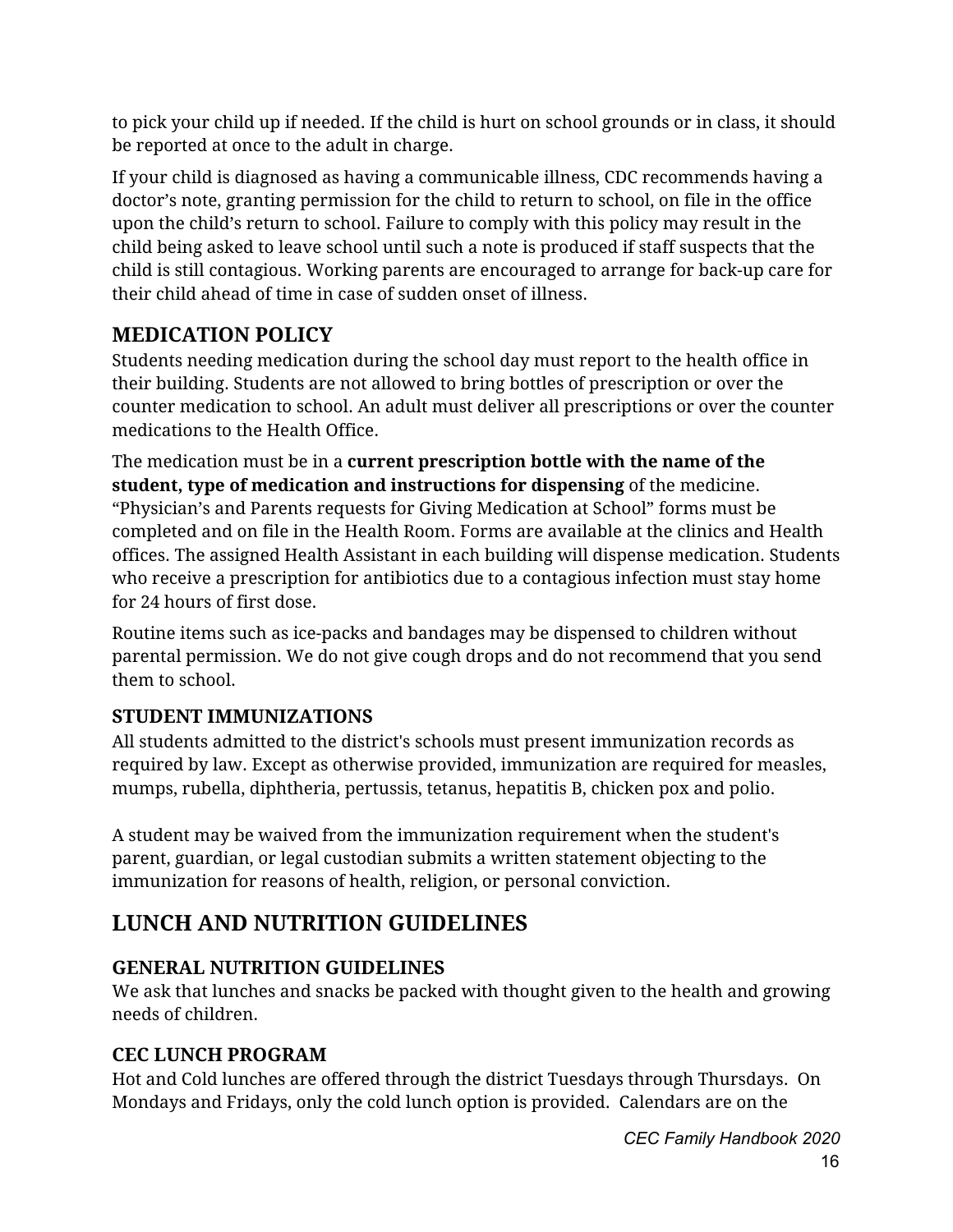to pick your child up if needed. If the child is hurt on school grounds or in class, it should be reported at once to the adult in charge.

If your child is diagnosed as having a communicable illness, CDC recommends having a doctor's note, granting permission for the child to return to school, on file in the office upon the child's return to school. Failure to comply with this policy may result in the child being asked to leave school until such a note is produced if staff suspects that the child is still contagious. Working parents are encouraged to arrange for back-up care for their child ahead of time in case of sudden onset of illness.

## MEDICATION POLICY

Students needing medication during the school day must report to the health office in their building. Students are not allowed to bring bottles of prescription or over the counter medication to school. An adult must deliver all prescriptions or over the counter medications to the Health Office.

The medication must be in a **current prescription bottle with the name of the student, type of medication and instructions for dispensing** of the medicine. "Physician's and Parents requests for Giving Medication at School" forms must be completed and on file in the Health Room. Forms are available at the clinics and Health offices. The assigned Health Assistant in each building will dispense medication. Students who receive a prescription for antibiotics due to a contagious infection must stay home for 24 hours of first dose.

Routine items such as ice-packs and bandages may be dispensed to children without parental permission. We do not give cough drops and do not recommend that you send them to school.

### STUDENT IMMUNIZATIONS

All students admitted to the district's schools must present immunization records as required by law. Except as otherwise provided, immunization are required for measles, mumps, rubella, diphtheria, pertussis, tetanus, hepatitis B, chicken pox and polio.

A student may be waived from the immunization requirement when the student's parent, guardian, or legal custodian submits a written statement objecting to the immunization for reasons of health, religion, or personal conviction.

## LUNCH AND NUTRITION GUIDELINES

### GENERAL NUTRITION GUIDELINES

We ask that lunches and snacks be packed with thought given to the health and growing needs of children.

### CEC LUNCH PROGRAM

Hot and Cold lunches are offered through the district Tuesdays through Thursdays. On Mondays and Fridays, only the cold lunch option is provided. Calendars are on the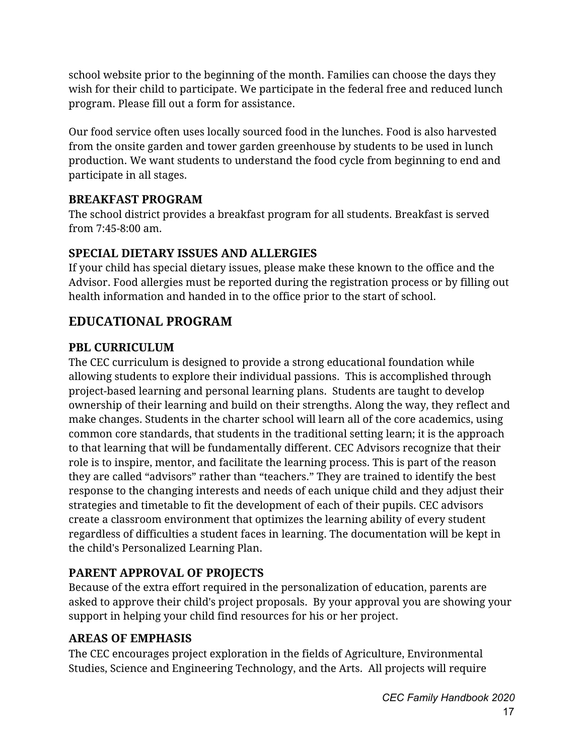school website prior to the beginning of the month. Families can choose the days they wish for their child to participate. We participate in the federal free and reduced lunch program. Please fill out a form for assistance.

Our food service often uses locally sourced food in the lunches. Food is also harvested from the onsite garden and tower garden greenhouse by students to be used in lunch production. We want students to understand the food cycle from beginning to end and participate in all stages.

### BREAKFAST PROGRAM

The school district provides a breakfast program for all students. Breakfast is served from 7:45-8:00 am.

### SPECIAL DIETARY ISSUES AND ALLERGIES

If your child has special dietary issues, please make these known to the office and the Advisor. Food allergies must be reported during the registration process or by filling out health information and handed in to the office prior to the start of school.

## EDUCATIONAL PROGRAM

### PBL CURRICULUM

The CEC curriculum is designed to provide a strong educational foundation while allowing students to explore their individual passions. This is accomplished through project-based learning and personal learning plans. Students are taught to develop ownership of their learning and build on their strengths. Along the way, they reflect and make changes. Students in the charter school will learn all of the core academics, using common core standards, that students in the traditional setting learn; it is the approach to that learning that will be fundamentally different. CEC Advisors recognize that their role is to inspire, mentor, and facilitate the learning process. This is part of the reason they are called "advisors" rather than "teachers." They are trained to identify the best response to the changing interests and needs of each unique child and they adjust their strategies and timetable to fit the development of each of their pupils. CEC advisors create a classroom environment that optimizes the learning ability of every student regardless of difficulties a student faces in learning. The documentation will be kept in the child's Personalized Learning Plan.

### PARENT APPROVAL OF PROJECTS

Because of the extra effort required in the personalization of education, parents are asked to approve their child's project proposals. By your approval you are showing your support in helping your child find resources for his or her project.

### AREAS OF EMPHASIS

The CEC encourages project exploration in the fields of Agriculture, Environmental Studies, Science and Engineering Technology, and the Arts. All projects will require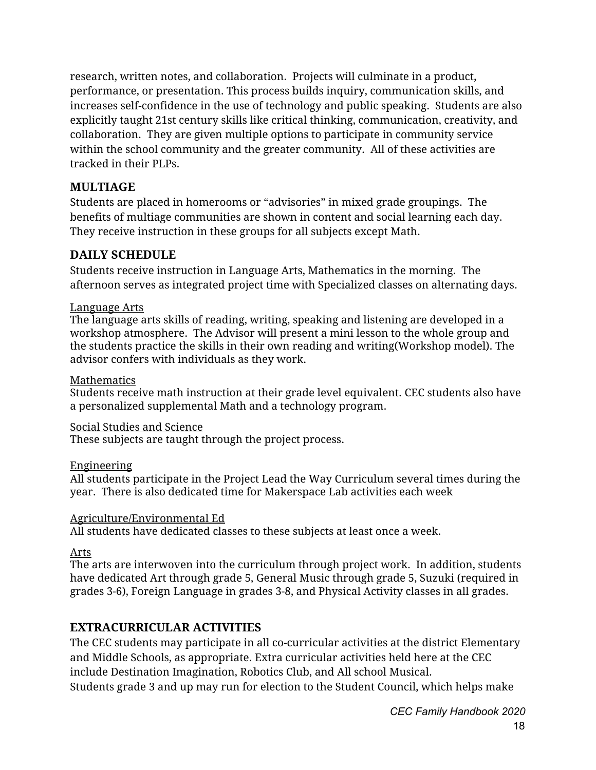research, written notes, and collaboration. Projects will culminate in a product, performance, or presentation. This process builds inquiry, communication skills, and increases self-confidence in the use of technology and public speaking. Students are also explicitly taught 21st century skills like critical thinking, communication, creativity, and collaboration. They are given multiple options to participate in community service within the school community and the greater community. All of these activities are tracked in their PLPs.

## MULTIAGE

Students are placed in homerooms or "advisories" in mixed grade groupings. The benefits of multiage communities are shown in content and social learning each day. They receive instruction in these groups for all subjects except Math.

## DAILY SCHEDULE

Students receive instruction in Language Arts, Mathematics in the morning. The afternoon serves as integrated project time with Specialized classes on alternating days.

<u>Language Arts</u>
The language arts skills of reading, writing, speaking and listening are developed in a workshop atmosphere. The Advisor will present a mini lesson to the whole group and the students practice the skills in their own reading and writing(Workshop model). The advisor confers with individuals as they work.

<u>Mathematics</u>
Students receive math instruction at their grade level equivalent. CEC students also have a personalized supplemental Math and a technology program.

<u>Social Studies and Science</u>
These subjects are taught through the project process.

<u>Engineering</u>
All students participate in the Project Lead the Way Curriculum several times during the year. There is also dedicated time for Makerspace Lab activities each week

<u>Agriculture/Environmental Ed</u>
All students have dedicated classes to these subjects at least once a week.

<u>Arts</u>
The arts are interwoven into the curriculum through project work. In addition, students have dedicated Art through grade 5, General Music through grade 5, Suzuki (required in grades 3-6), Foreign Language in grades 3-8, and Physical Activity classes in all grades.

## EXTRACURRICULAR ACTIVITIES

The CEC students may participate in all co-curricular activities at the district Elementary and Middle Schools, as appropriate. Extra curricular activities held here at the CEC include Destination Imagination, Robotics Club, and All school Musical.
Students grade 3 and up may run for election to the Student Council, which helps make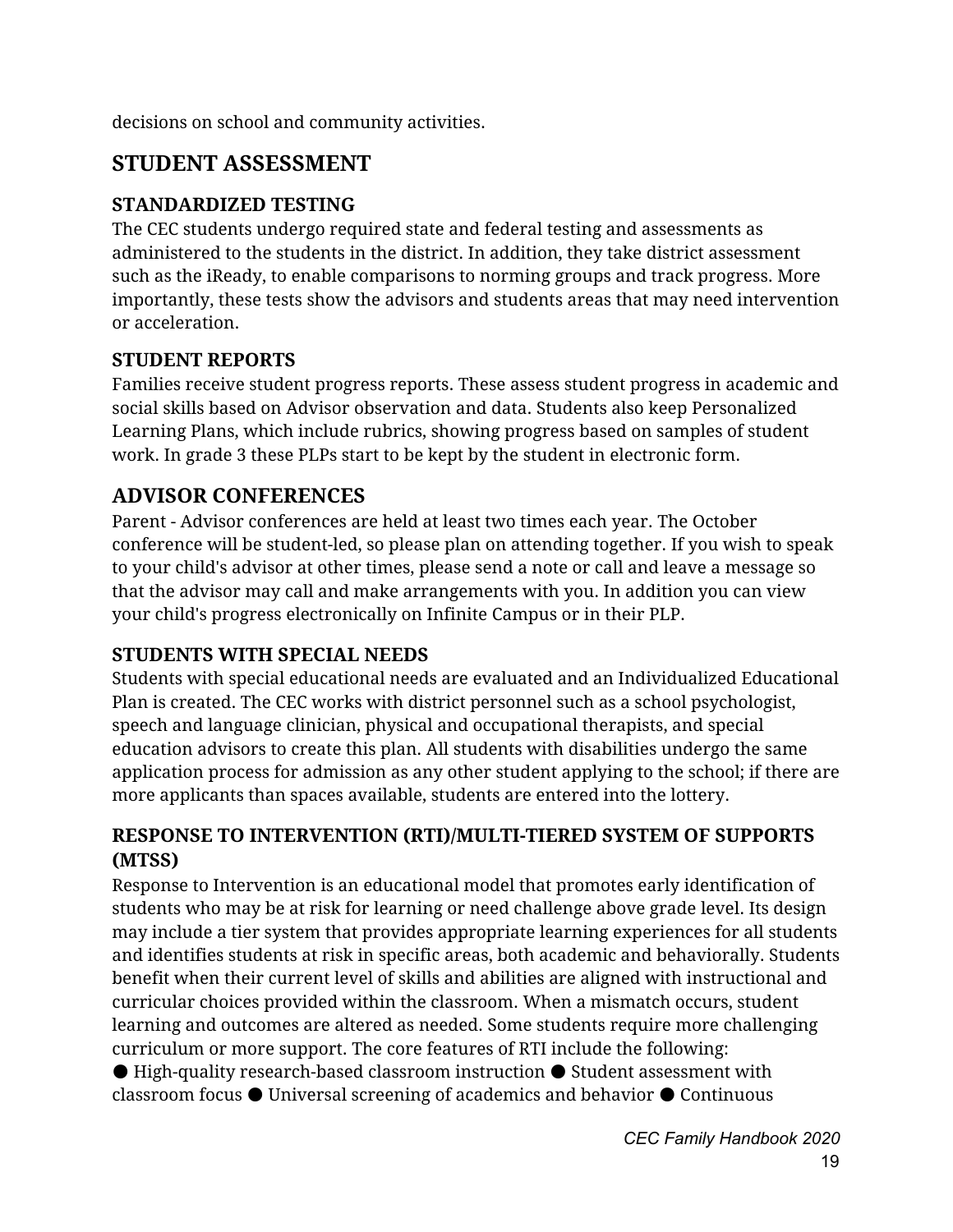decisions on school and community activities.

## STUDENT ASSESSMENT

### STANDARDIZED TESTING

The CEC students undergo required state and federal testing and assessments as administered to the students in the district. In addition, they take district assessment such as the iReady, to enable comparisons to norming groups and track progress. More importantly, these tests show the advisors and students areas that may need intervention or acceleration.

### STUDENT REPORTS

Families receive student progress reports. These assess student progress in academic and social skills based on Advisor observation and data. Students also keep Personalized Learning Plans, which include rubrics, showing progress based on samples of student work. In grade 3 these PLPs start to be kept by the student in electronic form.

## ADVISOR CONFERENCES

Parent - Advisor conferences are held at least two times each year. The October conference will be student-led, so please plan on attending together. If you wish to speak to your child's advisor at other times, please send a note or call and leave a message so that the advisor may call and make arrangements with you. In addition you can view your child's progress electronically on Infinite Campus or in their PLP.

### STUDENTS WITH SPECIAL NEEDS

Students with special educational needs are evaluated and an Individualized Educational Plan is created. The CEC works with district personnel such as a school psychologist, speech and language clinician, physical and occupational therapists, and special education advisors to create this plan. All students with disabilities undergo the same application process for admission as any other student applying to the school; if there are more applicants than spaces available, students are entered into the lottery.

### RESPONSE TO INTERVENTION (RTI)/MULTI-TIERED SYSTEM OF SUPPORTS (MTSS)

Response to Intervention is an educational model that promotes early identification of students who may be at risk for learning or need challenge above grade level. Its design may include a tier system that provides appropriate learning experiences for all students and identifies students at risk in specific areas, both academic and behaviorally. Students benefit when their current level of skills and abilities are aligned with instructional and curricular choices provided within the classroom. When a mismatch occurs, student learning and outcomes are altered as needed. Some students require more challenging curriculum or more support. The core features of RTI include the following:

- High-quality research-based classroom instruction
- Student assessment with classroom focus
- Universal screening of academics and behavior
- Continuous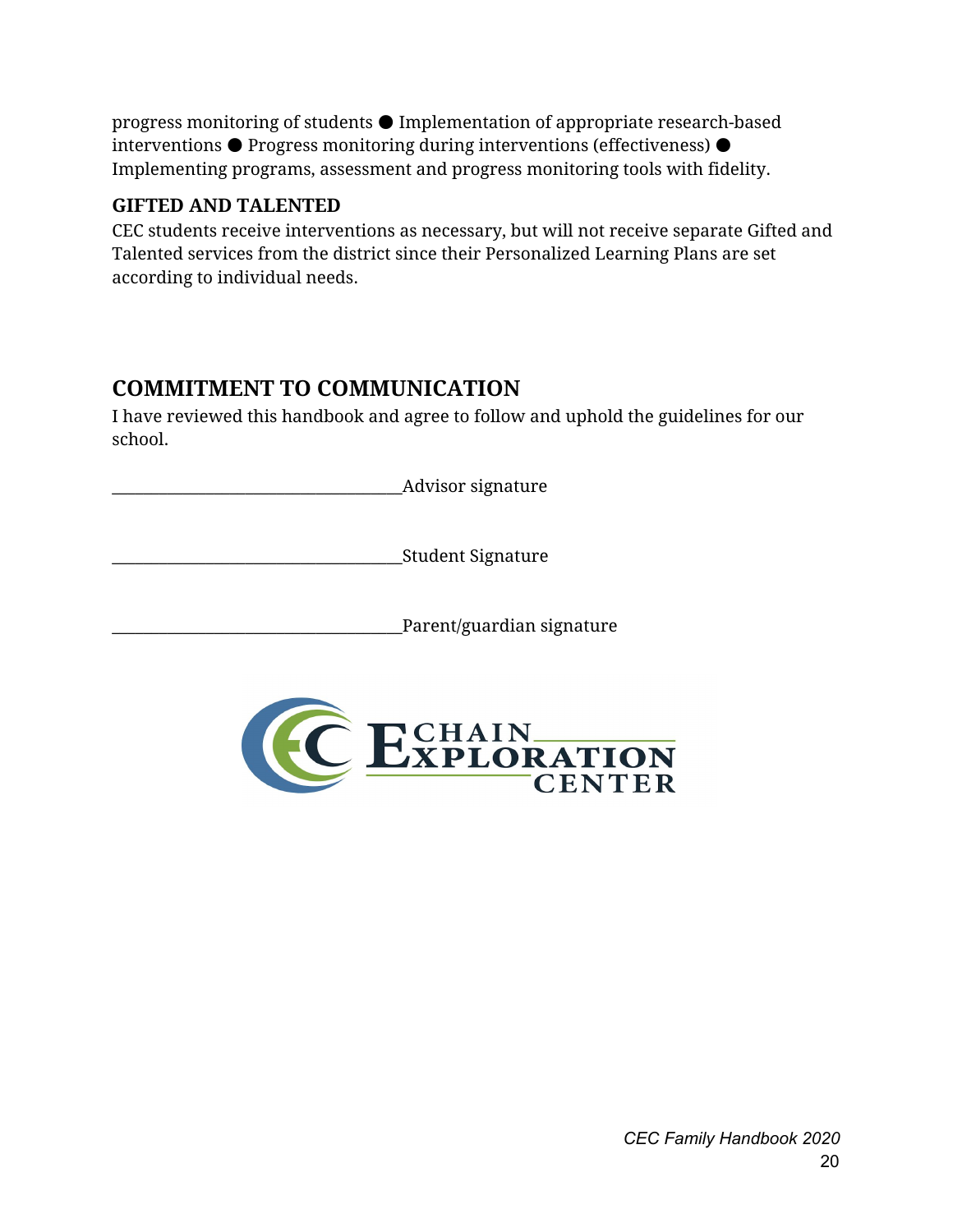progress monitoring of students ● Implementation of appropriate research-based interventions ● Progress monitoring during interventions (effectiveness) ● Implementing programs, assessment and progress monitoring tools with fidelity.

### GIFTED AND TALENTED

CEC students receive interventions as necessary, but will not receive separate Gifted and Talented services from the district since their Personalized Learning Plans are set according to individual needs.

## COMMITMENT TO COMMUNICATION

I have reviewed this handbook and agree to follow and uphold the guidelines for our school.

____________________________________Advisor signature

____________________________________Student Signature

____________________________________Parent/guardian signature

CHAIN EXPLORATION CENTER